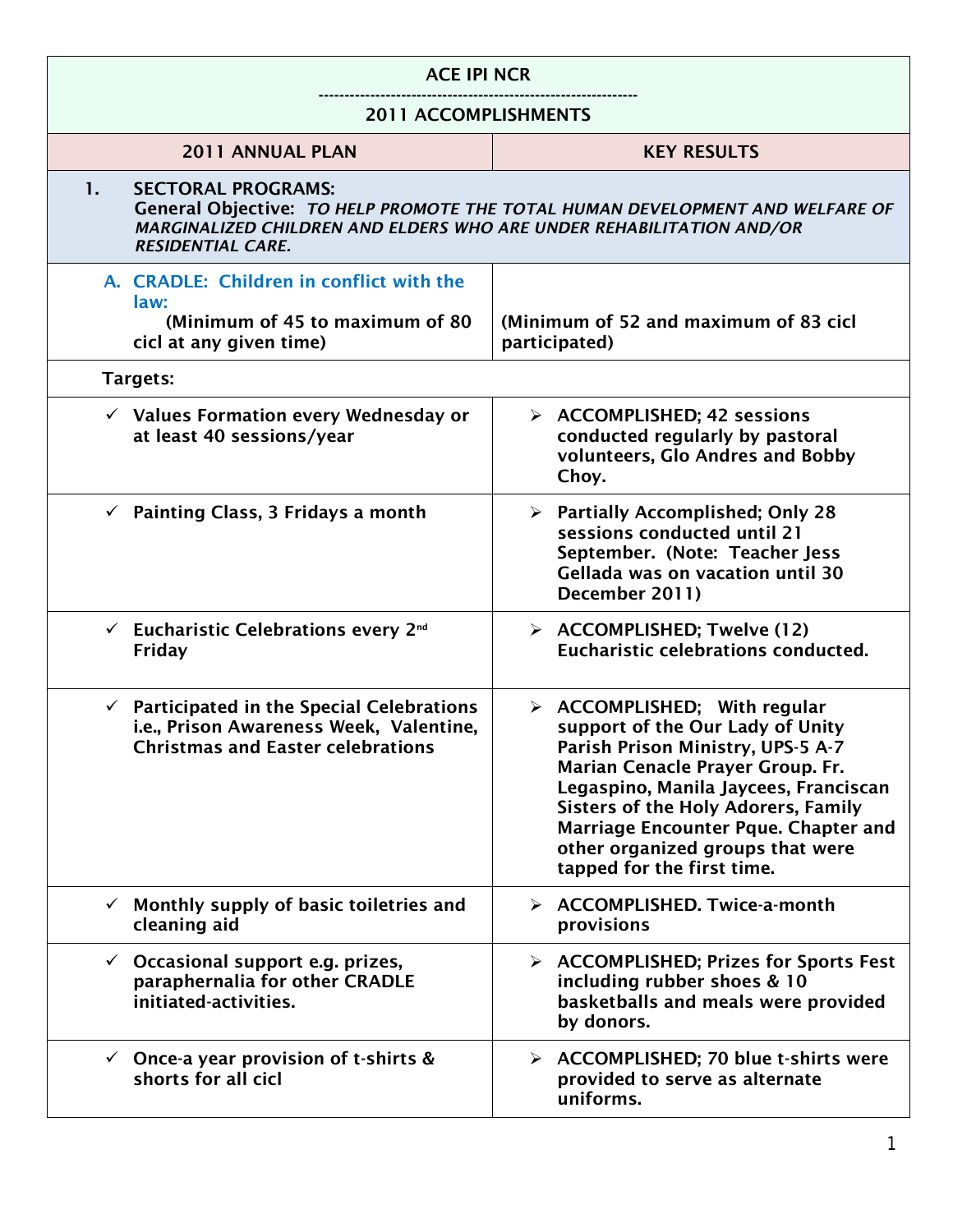# ACE IPI NCR

## 2011 ACCOMPLISHMENTS

| 2011 ANNUAL PLAN | KEY RESULTS |
|---|---|
| **1. SECTORAL PROGRAMS:** **General Objective:** ***TO HELP PROMOTE THE TOTAL HUMAN DEVELOPMENT AND WELFARE OF MARGINALIZED CHILDREN AND ELDERS WHO ARE UNDER REHABILITATION AND/OR RESIDENTIAL CARE.*** | |
| **A. CRADLE: Children in conflict with the law:** **(Minimum of 45 to maximum of 80 cicl at any given time)** | **(Minimum of 52 and maximum of 83 cicl participated)** |
| **Targets:** | |
| ✓ **Values Formation every Wednesday or at least 40 sessions/year** | ➢ **ACCOMPLISHED; 42 sessions conducted regularly by pastoral volunteers, Glo Andres and Bobby Choy.** |
| ✓ **Painting Class, 3 Fridays a month** | ➢ **Partially Accomplished; Only 28 sessions conducted until 21 September. (Note: Teacher Jess Gellada was on vacation until 30 December 2011)** |
| ✓ **Eucharistic Celebrations every 2nd Friday** | ➢ **ACCOMPLISHED; Twelve (12) Eucharistic celebrations conducted.** |
| ✓ **Participated in the Special Celebrations i.e., Prison Awareness Week, Valentine, Christmas and Easter celebrations** | ➢ **ACCOMPLISHED; With regular support of the Our Lady of Unity Parish Prison Ministry, UPS-5 A-7 Marian Cenacle Prayer Group. Fr. Legaspino, Manila Jaycees, Franciscan Sisters of the Holy Adorers, Family Marriage Encounter Pque. Chapter and other organized groups that were tapped for the first time.** |
| ✓ **Monthly supply of basic toiletries and cleaning aid** | ➢ **ACCOMPLISHED. Twice-a-month provisions** |
| ✓ **Occasional support e.g. prizes, paraphernalia for other CRADLE initiated-activities.** | ➢ **ACCOMPLISHED; Prizes for Sports Fest including rubber shoes & 10 basketballs and meals were provided by donors.** |
| ✓ **Once-a year provision of t-shirts & shorts for all cicl** | ➢ **ACCOMPLISHED; 70 blue t-shirts were provided to serve as alternate uniforms.** |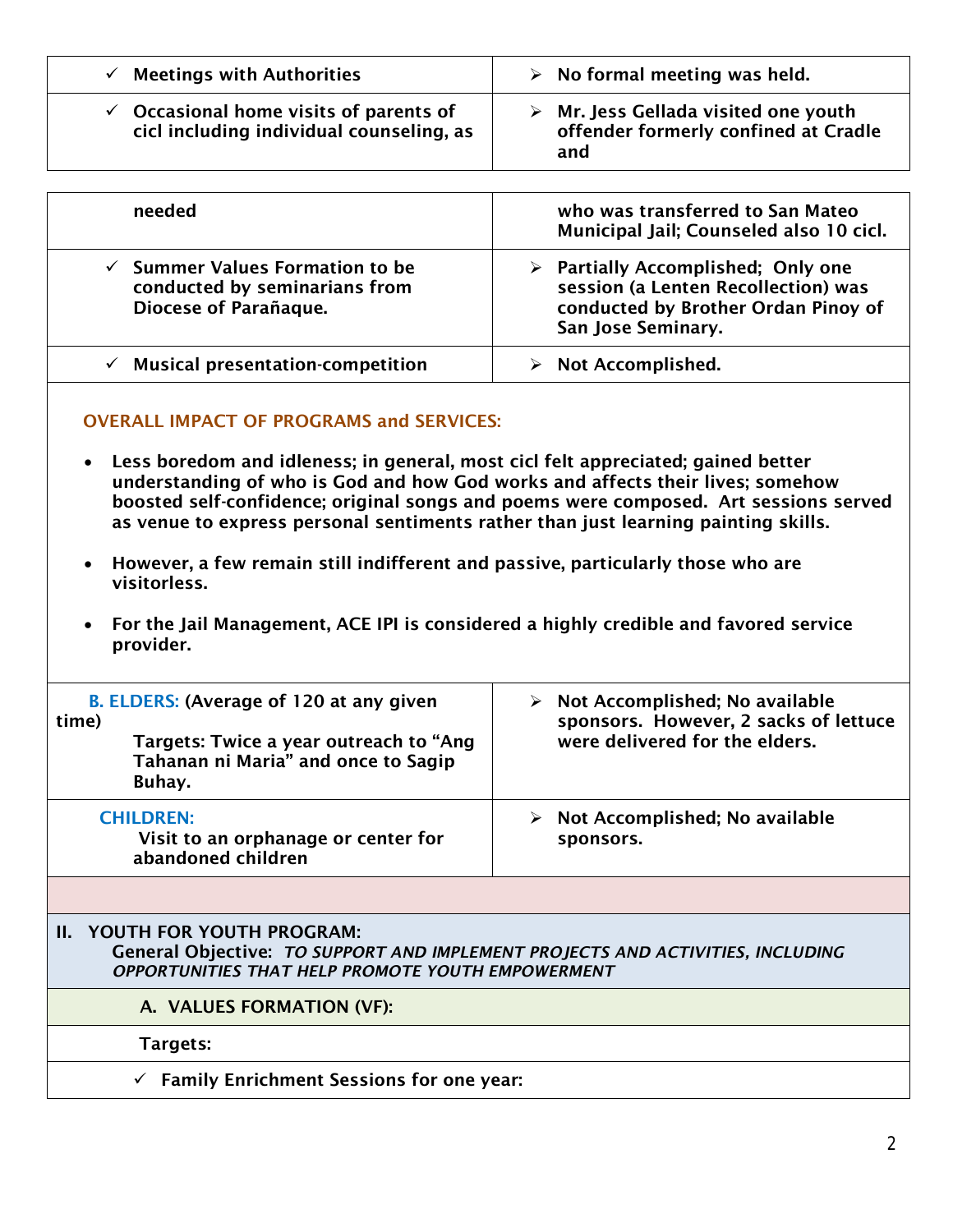| | |
|---|---|
| ✓ **Meetings with Authorities** | ➢ **No formal meeting was held.** |
| ✓ **Occasional home visits of parents of cicl including individual counseling, as needed** | ➢ **Mr. Jess Gellada visited one youth offender formerly confined at Cradle and who was transferred to San Mateo Municipal Jail; Counseled also 10 cicl.** |
| ✓ **Summer Values Formation to be conducted by seminarians from Diocese of Parañaque.** | ➢ **Partially Accomplished; Only one session (a Lenten Recollection) was conducted by Brother Ordan Pinoy of San Jose Seminary.** |
| ✓ **Musical presentation-competition** | ➢ **Not Accomplished.** |

**OVERALL IMPACT OF PROGRAMS and SERVICES:**

- **Less boredom and idleness; in general, most cicl felt appreciated; gained better understanding of who is God and how God works and affects their lives; somehow boosted self-confidence; original songs and poems were composed. Art sessions served as venue to express personal sentiments rather than just learning painting skills.**
- **However, a few remain still indifferent and passive, particularly those who are visitorless.**
- **For the Jail Management, ACE IPI is considered a highly credible and favored service provider.**

| | |
|---|---|
| **B. ELDERS: (Average of 120 at any given time)** <br> **Targets: Twice a year outreach to "Ang Tahanan ni Maria" and once to Sagip Buhay.** | ➢ **Not Accomplished; No available sponsors. However, 2 sacks of lettuce were delivered for the elders.** |
| **CHILDREN:** <br> **Visit to an orphanage or center for abandoned children** | ➢ **Not Accomplished; No available sponsors.** |

## II. YOUTH FOR YOUTH PROGRAM:

**General Objective:** ***TO SUPPORT AND IMPLEMENT PROJECTS AND ACTIVITIES, INCLUDING OPPORTUNITIES THAT HELP PROMOTE YOUTH EMPOWERMENT***

### A. VALUES FORMATION (VF):

**Targets:**

✓ **Family Enrichment Sessions for one year:**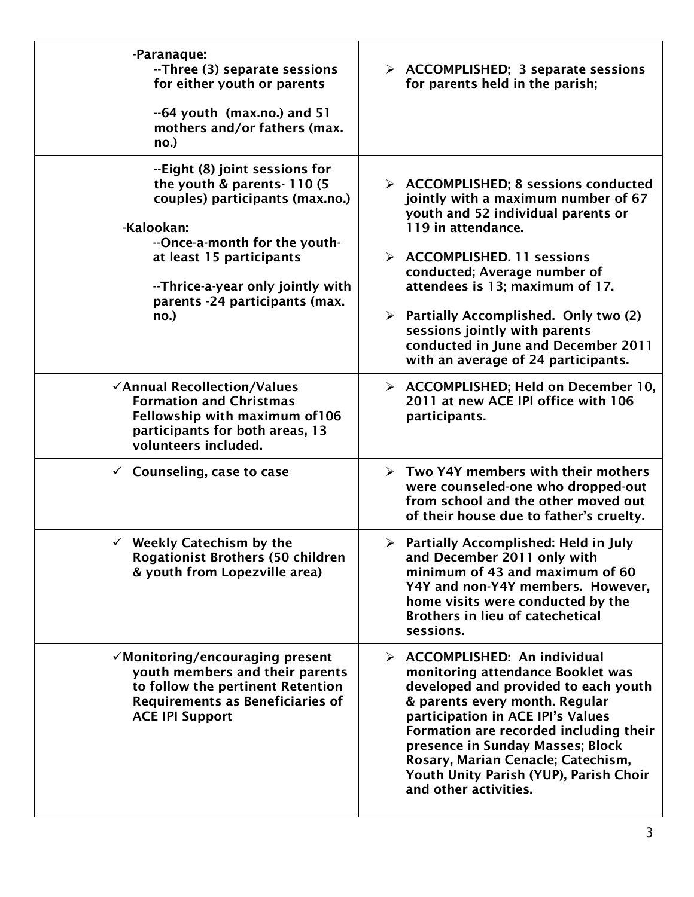| | |
|---|---|
| -Paranaque:<br>--Three (3) separate sessions for either youth or parents<br><br>--64 youth (max.no.) and 51 mothers and/or fathers (max. no.) | ➢ ACCOMPLISHED; 3 separate sessions for parents held in the parish; |
| --Eight (8) joint sessions for the youth & parents- 110 (5 couples) participants (max.no.)<br><br>-Kalookan:<br>--Once-a-month for the youth- at least 15 participants<br><br>--Thrice-a-year only jointly with parents -24 participants (max. no.) | ➢ ACCOMPLISHED; 8 sessions conducted jointly with a maximum number of 67 youth and 52 individual parents or 119 in attendance.<br><br>➢ ACCOMPLISHED. 11 sessions conducted; Average number of attendees is 13; maximum of 17.<br><br>➢ Partially Accomplished. Only two (2) sessions jointly with parents conducted in June and December 2011 with an average of 24 participants. |
| ✓Annual Recollection/Values Formation and Christmas Fellowship with maximum of106 participants for both areas, 13 volunteers included. | ➢ ACCOMPLISHED; Held on December 10, 2011 at new ACE IPI office with 106 participants. |
| ✓ Counseling, case to case | ➢ Two Y4Y members with their mothers were counseled-one who dropped-out from school and the other moved out of their house due to father's cruelty. |
| ✓ Weekly Catechism by the Rogationist Brothers (50 children & youth from Lopezville area) | ➢ Partially Accomplished: Held in July and December 2011 only with minimum of 43 and maximum of 60 Y4Y and non-Y4Y members. However, home visits were conducted by the Brothers in lieu of catechetical sessions. |
| ✓Monitoring/encouraging present youth members and their parents to follow the pertinent Retention Requirements as Beneficiaries of ACE IPI Support | ➢ ACCOMPLISHED: An individual monitoring attendance Booklet was developed and provided to each youth & parents every month. Regular participation in ACE IPI's Values Formation are recorded including their presence in Sunday Masses; Block Rosary, Marian Cenacle; Catechism, Youth Unity Parish (YUP), Parish Choir and other activities. |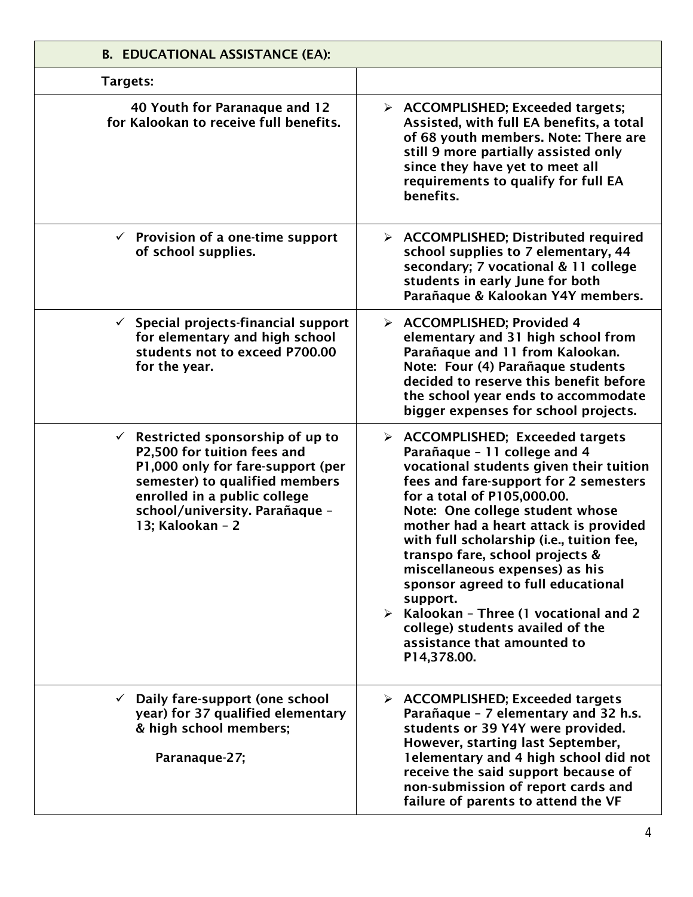| B. EDUCATIONAL ASSISTANCE (EA): | |
|---|---|
| **Targets:** | |
| **40 Youth for Paranaque and 12 for Kalookan to receive full benefits.** | ➢ **ACCOMPLISHED; Exceeded targets; Assisted, with full EA benefits, a total of 68 youth members. Note: There are still 9 more partially assisted only since they have yet to meet all requirements to qualify for full EA benefits.** |
| ✓ **Provision of a one-time support of school supplies.** | ➢ **ACCOMPLISHED; Distributed required school supplies to 7 elementary, 44 secondary; 7 vocational & 11 college students in early June for both Parañaque & Kalookan Y4Y members.** |
| ✓ **Special projects-financial support for elementary and high school students not to exceed P700.00 for the year.** | ➢ **ACCOMPLISHED; Provided 4 elementary and 31 high school from Parañaque and 11 from Kalookan. Note: Four (4) Parañaque students decided to reserve this benefit before the school year ends to accommodate bigger expenses for school projects.** |
| ✓ **Restricted sponsorship of up to P2,500 for tuition fees and P1,000 only for fare-support (per semester) to qualified members enrolled in a public college school/university. Parañaque – 13; Kalookan – 2** | ➢ **ACCOMPLISHED; Exceeded targets Parañaque – 11 college and 4 vocational students given their tuition fees and fare-support for 2 semesters for a total of P105,000.00. Note: One college student whose mother had a heart attack is provided with full scholarship (i.e., tuition fee, transpo fare, school projects & miscellaneous expenses) as his sponsor agreed to full educational support.** <br> ➢ **Kalookan – Three (1 vocational and 2 college) students availed of the assistance that amounted to P14,378.00.** |
| ✓ **Daily fare-support (one school year) for 37 qualified elementary & high school members;** <br><br> **Paranaque-27;** | ➢ **ACCOMPLISHED; Exceeded targets Parañaque – 7 elementary and 32 h.s. students or 39 Y4Y were provided. However, starting last September, 1elementary and 4 high school did not receive the said support because of non-submission of report cards and failure of parents to attend the VF** |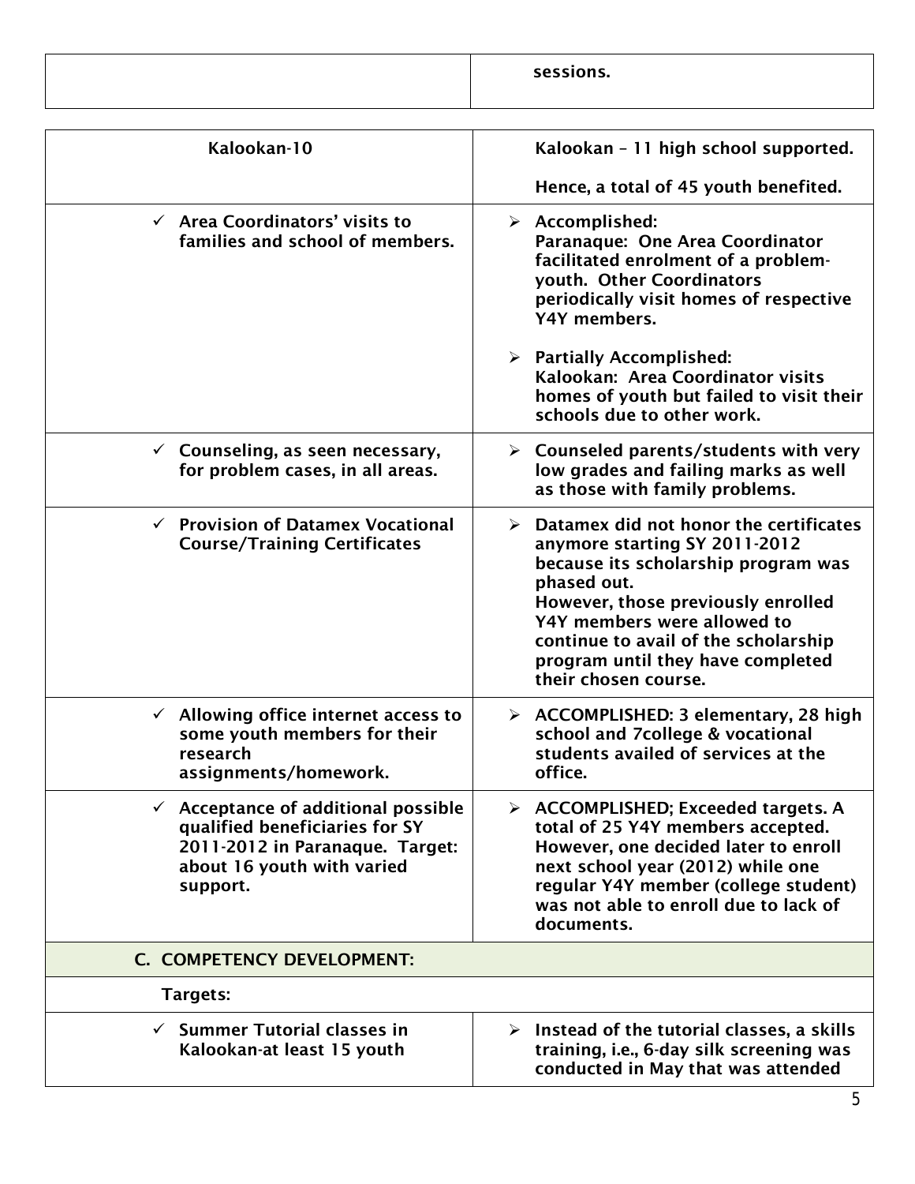| | sessions. |
|---|---|

| | |
|---|---|
| Kalookan-10 | Kalookan – 11 high school supported.<br><br>Hence, a total of 45 youth benefited. |
| ✓ Area Coordinators' visits to families and school of members. | ➢ Accomplished:<br>Paranaque: One Area Coordinator facilitated enrolment of a problem-youth. Other Coordinators periodically visit homes of respective Y4Y members.<br><br>➢ Partially Accomplished:<br>Kalookan: Area Coordinator visits homes of youth but failed to visit their schools due to other work. |
| ✓ Counseling, as seen necessary, for problem cases, in all areas. | ➢ Counseled parents/students with very low grades and failing marks as well as those with family problems. |
| ✓ Provision of Datamex Vocational Course/Training Certificates | ➢ Datamex did not honor the certificates anymore starting SY 2011-2012 because its scholarship program was phased out.<br>However, those previously enrolled Y4Y members were allowed to continue to avail of the scholarship program until they have completed their chosen course. |
| ✓ Allowing office internet access to some youth members for their research assignments/homework. | ➢ ACCOMPLISHED: 3 elementary, 28 high school and 7college & vocational students availed of services at the office. |
| ✓ Acceptance of additional possible qualified beneficiaries for SY 2011-2012 in Paranaque. Target: about 16 youth with varied support. | ➢ ACCOMPLISHED; Exceeded targets. A total of 25 Y4Y members accepted. However, one decided later to enroll next school year (2012) while one regular Y4Y member (college student) was not able to enroll due to lack of documents. |
| **C. COMPETENCY DEVELOPMENT:** | |
| Targets: | |
| ✓ Summer Tutorial classes in Kalookan-at least 15 youth | ➢ Instead of the tutorial classes, a skills training, i.e., 6-day silk screening was conducted in May that was attended |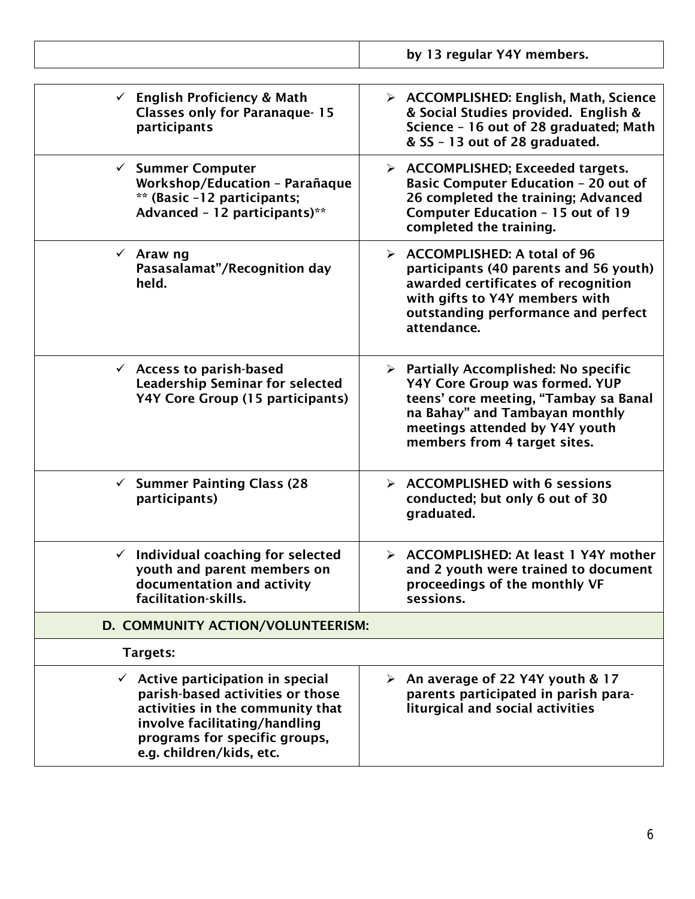| | |
|---|---|
| | **by 13 regular Y4Y members.** |

| | |
|---|---|
| ✓ **English Proficiency & Math Classes only for Paranaque- 15 participants** | ➢ **ACCOMPLISHED: English, Math, Science & Social Studies provided. English & Science – 16 out of 28 graduated; Math & SS – 13 out of 28 graduated.** |
| ✓ **Summer Computer Workshop/Education – Parañaque** ** **(Basic –12 participants; Advanced – 12 participants)** ** | ➢ **ACCOMPLISHED; Exceeded targets. Basic Computer Education – 20 out of 26 completed the training; Advanced Computer Education – 15 out of 19 completed the training.** |
| ✓ **Araw ng Pasasalamat"/Recognition day held.** | ➢ **ACCOMPLISHED: A total of 96 participants (40 parents and 56 youth) awarded certificates of recognition with gifts to Y4Y members with outstanding performance and perfect attendance.** |
| ✓ **Access to parish-based Leadership Seminar for selected Y4Y Core Group (15 participants)** | ➢ **Partially Accomplished: No specific Y4Y Core Group was formed. YUP teens' core meeting, "Tambay sa Banal na Bahay" and Tambayan monthly meetings attended by Y4Y youth members from 4 target sites.** |
| ✓ **Summer Painting Class (28 participants)** | ➢ **ACCOMPLISHED with 6 sessions conducted; but only 6 out of 30 graduated.** |
| ✓ **Individual coaching for selected youth and parent members on documentation and activity facilitation-skills.** | ➢ **ACCOMPLISHED: At least 1 Y4Y mother and 2 youth were trained to document proceedings of the monthly VF sessions.** |
| **D. COMMUNITY ACTION/VOLUNTEERISM:** | |
| **Targets:** | |
| ✓ **Active participation in special parish-based activities or those activities in the community that involve facilitating/handling programs for specific groups, e.g. children/kids, etc.** | ➢ **An average of 22 Y4Y youth & 17 parents participated in parish para-liturgical and social activities** |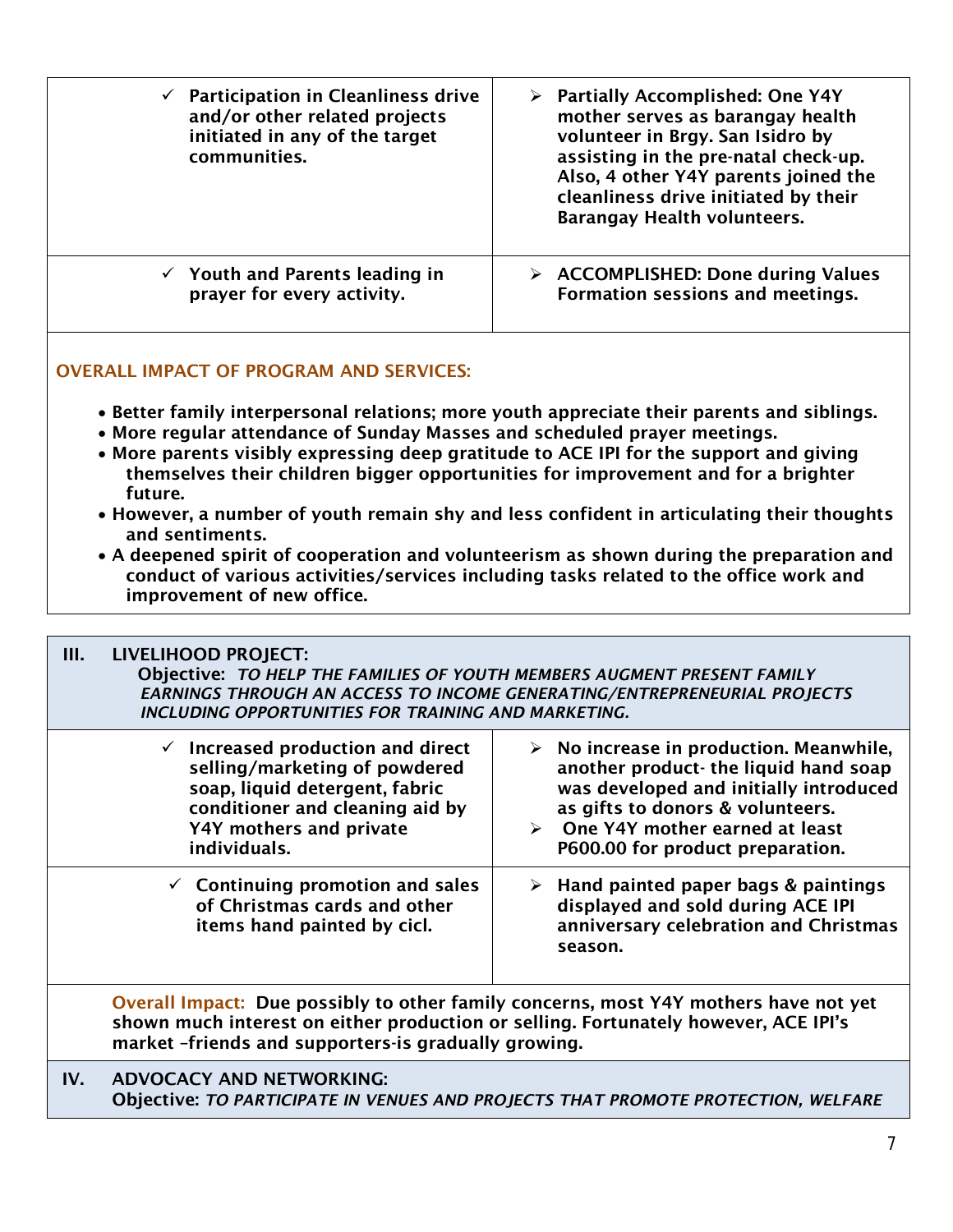| | |
|---|---|
| ✓ **Participation in Cleanliness drive and/or other related projects initiated in any of the target communities.** | ➢ **Partially Accomplished: One Y4Y mother serves as barangay health volunteer in Brgy. San Isidro by assisting in the pre-natal check-up. Also, 4 other Y4Y parents joined the cleanliness drive initiated by their Barangay Health volunteers.** |
| ✓ **Youth and Parents leading in prayer for every activity.** | ➢ **ACCOMPLISHED: Done during Values Formation sessions and meetings.** |

**OVERALL IMPACT OF PROGRAM AND SERVICES:**

- **Better family interpersonal relations; more youth appreciate their parents and siblings.**
- **More regular attendance of Sunday Masses and scheduled prayer meetings.**
- **More parents visibly expressing deep gratitude to ACE IPI for the support and giving themselves their children bigger opportunities for improvement and for a brighter future.**
- **However, a number of youth remain shy and less confident in articulating their thoughts and sentiments.**
- **A deepened spirit of cooperation and volunteerism as shown during the preparation and conduct of various activities/services including tasks related to the office work and improvement of new office.**

## III. LIVELIHOOD PROJECT:

**Objective:** ***TO HELP THE FAMILIES OF YOUTH MEMBERS AUGMENT PRESENT FAMILY EARNINGS THROUGH AN ACCESS TO INCOME GENERATING/ENTREPRENEURIAL PROJECTS INCLUDING OPPORTUNITIES FOR TRAINING AND MARKETING.***

| | |
|---|---|
| ✓ **Increased production and direct selling/marketing of powdered soap, liquid detergent, fabric conditioner and cleaning aid by Y4Y mothers and private individuals.** | ➢ **No increase in production. Meanwhile, another product- the liquid hand soap was developed and initially introduced as gifts to donors & volunteers.** ➢ **One Y4Y mother earned at least P600.00 for product preparation.** |
| ✓ **Continuing promotion and sales of Christmas cards and other items hand painted by cicl.** | ➢ **Hand painted paper bags & paintings displayed and sold during ACE IPI anniversary celebration and Christmas season.** |

**Overall Impact:** **Due possibly to other family concerns, most Y4Y mothers have not yet shown much interest on either production or selling. Fortunately however, ACE IPI's market –friends and supporters-is gradually growing.**

## IV. ADVOCACY AND NETWORKING:

**Objective:** ***TO PARTICIPATE IN VENUES AND PROJECTS THAT PROMOTE PROTECTION, WELFARE***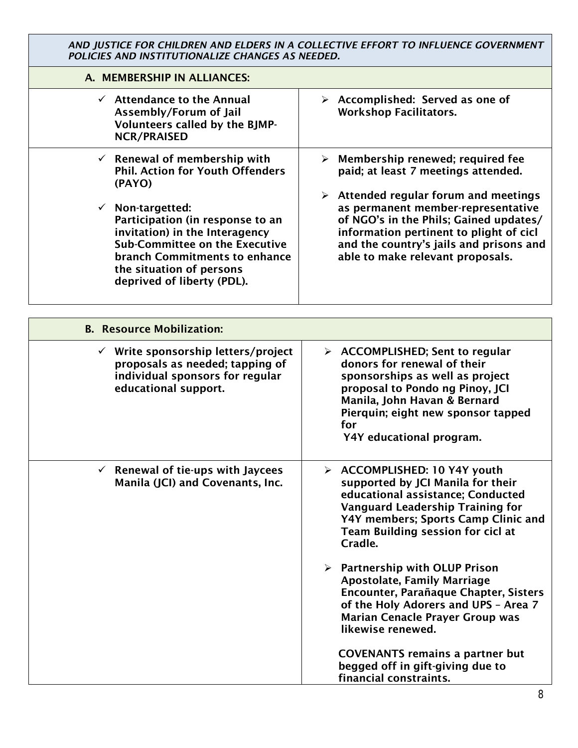***AND JUSTICE FOR CHILDREN AND ELDERS IN A COLLECTIVE EFFORT TO INFLUENCE GOVERNMENT POLICIES AND INSTITUTIONALIZE CHANGES AS NEEDED.***

**A. MEMBERSHIP IN ALLIANCES:**

| | |
|---|---|
| ✓ **Attendance to the Annual Assembly/Forum of Jail Volunteers called by the BJMP-NCR/PRAISED** | ➢ **Accomplished: Served as one of Workshop Facilitators.** |
| ✓ **Renewal of membership with Phil. Action for Youth Offenders (PAYO)**<br><br>✓ **Non-targetted: Participation (in response to an invitation) in the Interagency Sub-Committee on the Executive branch Commitments to enhance the situation of persons deprived of liberty (PDL).** | ➢ **Membership renewed; required fee paid; at least 7 meetings attended.**<br><br>➢ **Attended regular forum and meetings as permanent member-representative of NGO's in the Phils; Gained updates/ information pertinent to plight of cicl and the country's jails and prisons and able to make relevant proposals.** |

**B. Resource Mobilization:**

| | |
|---|---|
| ✓ **Write sponsorship letters/project proposals as needed; tapping of individual sponsors for regular educational support.** | ➢ **ACCOMPLISHED; Sent to regular donors for renewal of their sponsorships as well as project proposal to Pondo ng Pinoy, JCI Manila, John Havan & Bernard Pierquin; eight new sponsor tapped for Y4Y educational program.** |
| ✓ **Renewal of tie-ups with Jaycees Manila (JCI) and Covenants, Inc.** | ➢ **ACCOMPLISHED: 10 Y4Y youth supported by JCI Manila for their educational assistance; Conducted Vanguard Leadership Training for Y4Y members; Sports Camp Clinic and Team Building session for cicl at Cradle.**<br><br>➢ **Partnership with OLUP Prison Apostolate, Family Marriage Encounter, Parañaque Chapter, Sisters of the Holy Adorers and UPS – Area 7 Marian Cenacle Prayer Group was likewise renewed.**<br><br>**COVENANTS remains a partner but begged off in gift-giving due to financial constraints.** |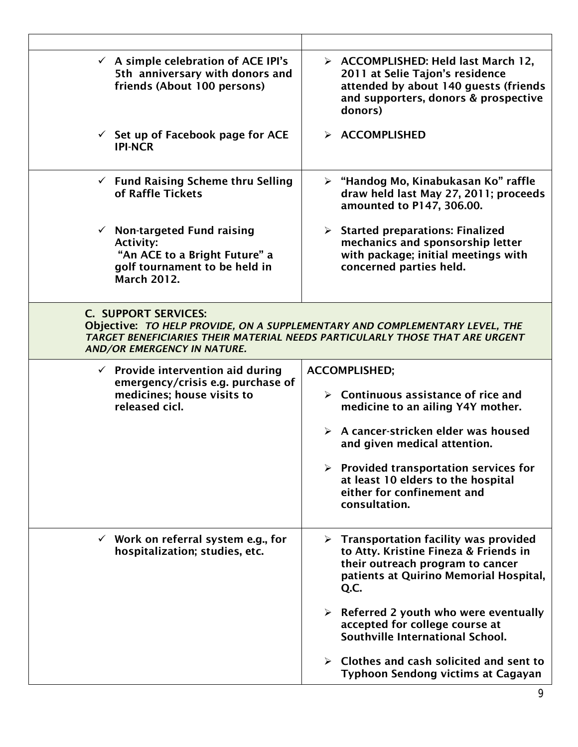| | |
|---|---|
| ✓ **A simple celebration of ACE IPI's 5th anniversary with donors and friends (About 100 persons)**<br><br>✓ **Set up of Facebook page for ACE IPI-NCR** | ➢ **ACCOMPLISHED: Held last March 12, 2011 at Selie Tajon's residence attended by about 140 guests (friends and supporters, donors & prospective donors)**<br><br>➢ **ACCOMPLISHED** |
| ✓ **Fund Raising Scheme thru Selling of Raffle Tickets**<br><br>✓ **Non-targeted Fund raising Activity: "An ACE to a Bright Future" a golf tournament to be held in March 2012.** | ➢ **"Handog Mo, Kinabukasan Ko" raffle draw held last May 27, 2011; proceeds amounted to P147, 306.00.**<br><br>➢ **Started preparations: Finalized mechanics and sponsorship letter with package; initial meetings with concerned parties held.** |
| **C. SUPPORT SERVICES:**<br>**Objective:** ***TO HELP PROVIDE, ON A SUPPLEMENTARY AND COMPLEMENTARY LEVEL, THE TARGET BENEFICIARIES THEIR MATERIAL NEEDS PARTICULARLY THOSE THAT ARE URGENT AND/OR EMERGENCY IN NATURE.*** | |
| ✓ **Provide intervention aid during emergency/crisis e.g. purchase of medicines; house visits to released cicl.** | **ACCOMPLISHED;**<br><br>➢ **Continuous assistance of rice and medicine to an ailing Y4Y mother.**<br><br>➢ **A cancer-stricken elder was housed and given medical attention.**<br><br>➢ **Provided transportation services for at least 10 elders to the hospital either for confinement and consultation.** |
| ✓ **Work on referral system e.g., for hospitalization; studies, etc.** | ➢ **Transportation facility was provided to Atty. Kristine Fineza & Friends in their outreach program to cancer patients at Quirino Memorial Hospital, Q.C.**<br><br>➢ **Referred 2 youth who were eventually accepted for college course at Southville International School.**<br><br>➢ **Clothes and cash solicited and sent to Typhoon Sendong victims at Cagayan** |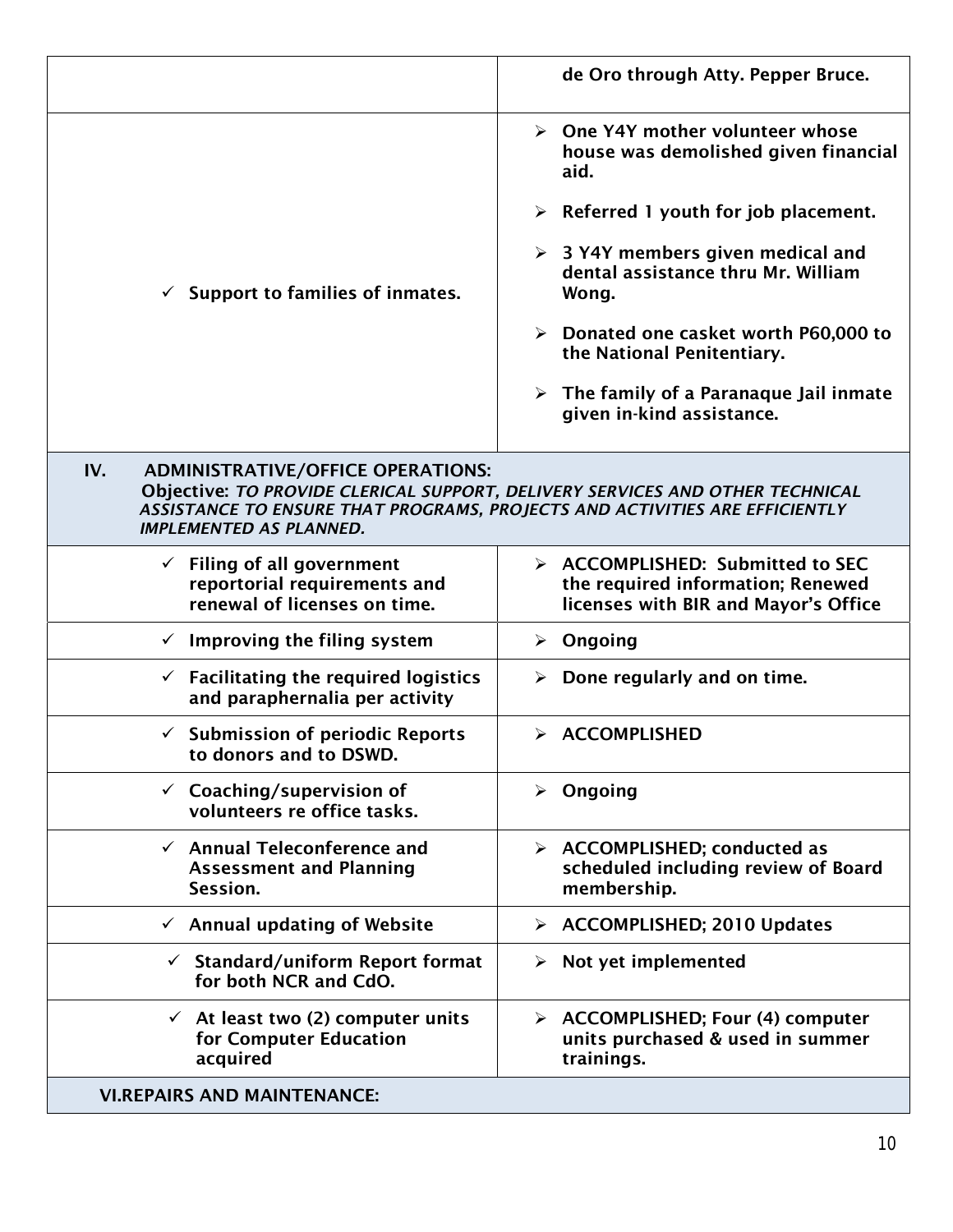| | |
|---|---|
| | de Oro through Atty. Pepper Bruce. |
| ✓ Support to families of inmates. | ➢ One Y4Y mother volunteer whose house was demolished given financial aid.<br>➢ Referred 1 youth for job placement.<br>➢ 3 Y4Y members given medical and dental assistance thru Mr. William Wong.<br>➢ Donated one casket worth P60,000 to the National Penitentiary.<br>➢ The family of a Paranaque Jail inmate given in-kind assistance. |
| **IV. ADMINISTRATIVE/OFFICE OPERATIONS:**<br>**Objective:** *TO PROVIDE CLERICAL SUPPORT, DELIVERY SERVICES AND OTHER TECHNICAL ASSISTANCE TO ENSURE THAT PROGRAMS, PROJECTS AND ACTIVITIES ARE EFFICIENTLY IMPLEMENTED AS PLANNED.* | |
| ✓ Filing of all government reportorial requirements and renewal of licenses on time. | ➢ ACCOMPLISHED: Submitted to SEC the required information; Renewed licenses with BIR and Mayor's Office |
| ✓ Improving the filing system | ➢ Ongoing |
| ✓ Facilitating the required logistics and paraphernalia per activity | ➢ Done regularly and on time. |
| ✓ Submission of periodic Reports to donors and to DSWD. | ➢ ACCOMPLISHED |
| ✓ Coaching/supervision of volunteers re office tasks. | ➢ Ongoing |
| ✓ Annual Teleconference and Assessment and Planning Session. | ➢ ACCOMPLISHED; conducted as scheduled including review of Board membership. |
| ✓ Annual updating of Website | ➢ ACCOMPLISHED; 2010 Updates |
| ✓ Standard/uniform Report format for both NCR and CdO. | ➢ Not yet implemented |
| ✓ At least two (2) computer units for Computer Education acquired | ➢ ACCOMPLISHED; Four (4) computer units purchased & used in summer trainings. |
| **VI.REPAIRS AND MAINTENANCE:** | |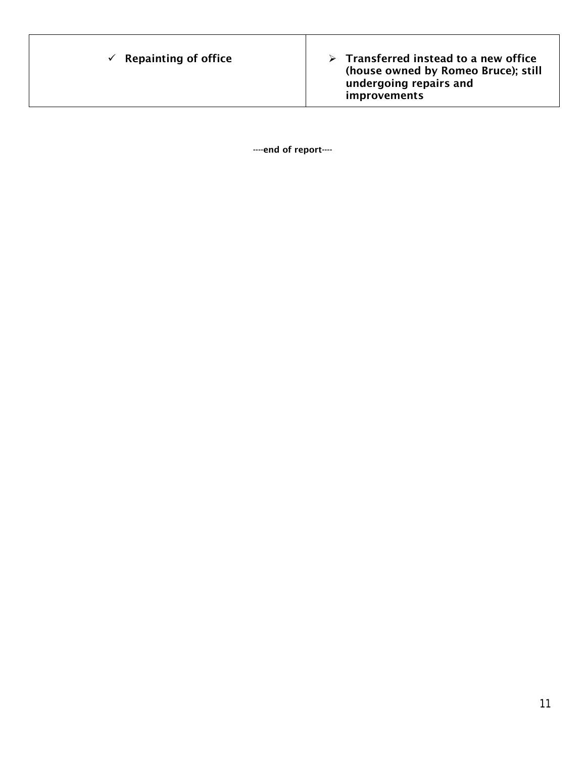| | |
|---|---|
| ✓ **Repainting of office** | ➢ **Transferred instead to a new office (house owned by Romeo Bruce); still undergoing repairs and improvements** |

----**end of report**----